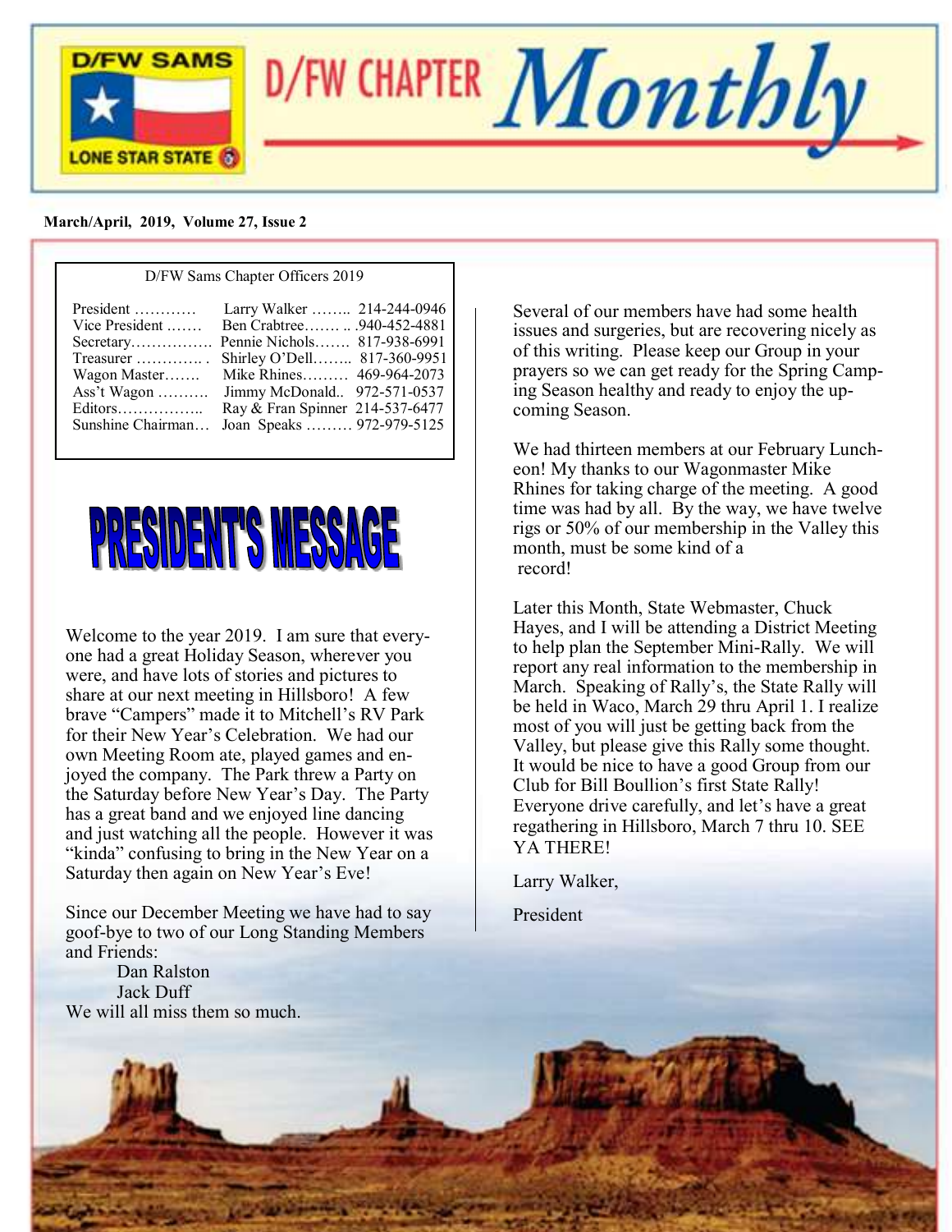D/FW SAMS
LONE STAR STATE

# D/FW CHAPTER *Monthly*

**March/April, 2019, Volume 27, Issue 2**

D/FW Sams Chapter Officers 2019

| Office | Name | Phone |
|---|---|---|
| President | Larry Walker | 214-244-0946 |
| Vice President | Ben Crabtree | 940-452-4881 |
| Secretary | Pennie Nichols | 817-938-6991 |
| Treasurer | Shirley O'Dell | 817-360-9951 |
| Wagon Master | Mike Rhines | 469-964-2073 |
| Ass't Wagon | Jimmy McDonald | 972-571-0537 |
| Editors | Ray & Fran Spinner | 214-537-6477 |
| Sunshine Chairman | Joan Speaks | 972-979-5125 |

## PRESIDENT'S MESSAGE

Welcome to the year 2019. I am sure that everyone had a great Holiday Season, wherever you were, and have lots of stories and pictures to share at our next meeting in Hillsboro! A few brave "Campers" made it to Mitchell's RV Park for their New Year's Celebration. We had our own Meeting Room ate, played games and enjoyed the company. The Park threw a Party on the Saturday before New Year's Day. The Party has a great band and we enjoyed line dancing and just watching all the people. However it was "kinda" confusing to bring in the New Year on a Saturday then again on New Year's Eve!

Since our December Meeting we have had to say goof-bye to two of our Long Standing Members and Friends:

Dan Ralston
Jack Duff

We will all miss them so much.

Several of our members have had some health issues and surgeries, but are recovering nicely as of this writing. Please keep our Group in your prayers so we can get ready for the Spring Camping Season healthy and ready to enjoy the upcoming Season.

We had thirteen members at our February Luncheon! My thanks to our Wagonmaster Mike Rhines for taking charge of the meeting. A good time was had by all. By the way, we have twelve rigs or 50% of our membership in the Valley this month, must be some kind of a record!

Later this Month, State Webmaster, Chuck Hayes, and I will be attending a District Meeting to help plan the September Mini-Rally. We will report any real information to the membership in March. Speaking of Rally's, the State Rally will be held in Waco, March 29 thru April 1. I realize most of you will just be getting back from the Valley, but please give this Rally some thought. It would be nice to have a good Group from our Club for Bill Boullion's first State Rally! Everyone drive carefully, and let's have a great regathering in Hillsboro, March 7 thru 10. SEE YA THERE!

Larry Walker,

President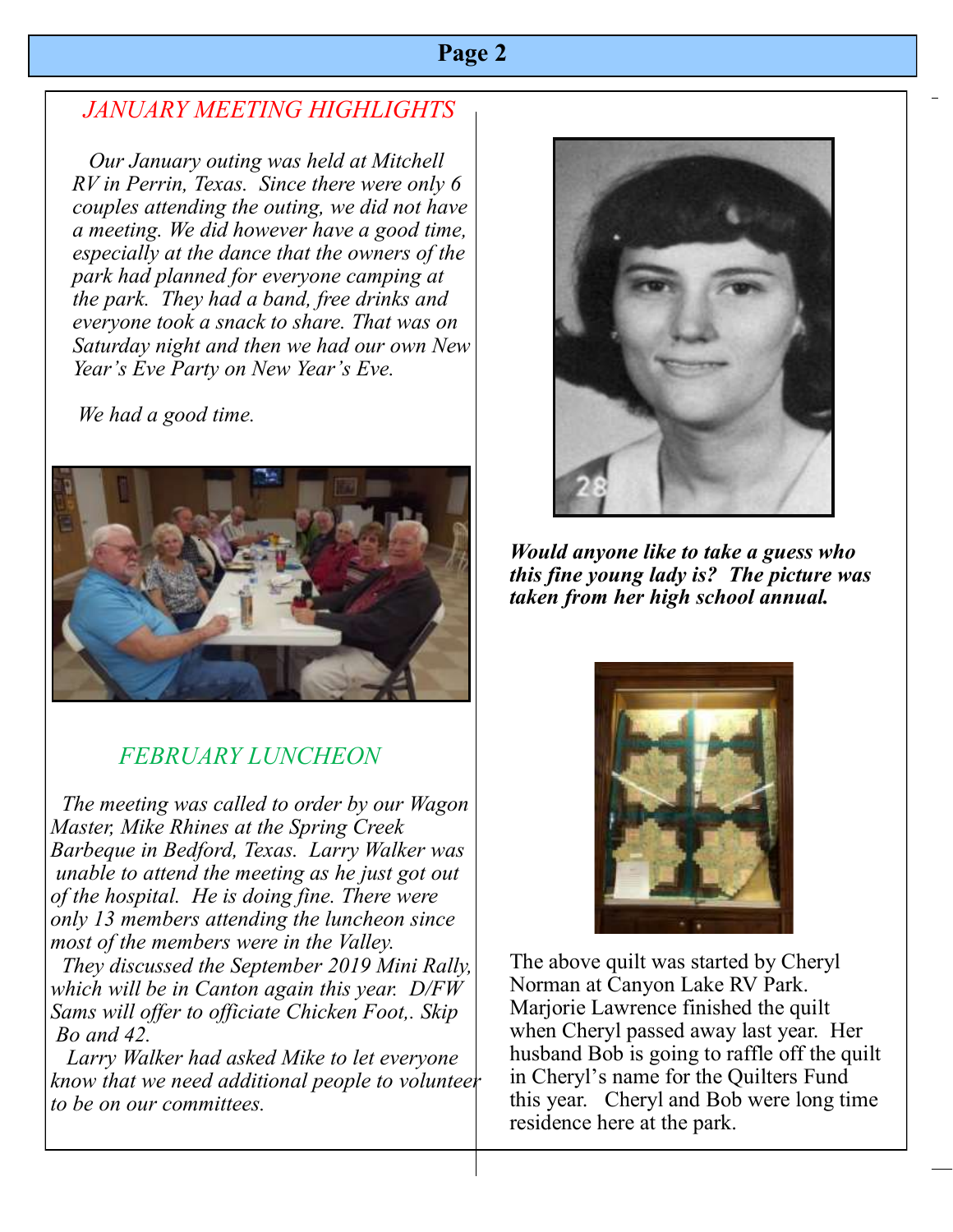## *JANUARY MEETING HIGHLIGHTS*

*Our January outing was held at Mitchell RV in Perrin, Texas. Since there were only 6 couples attending the outing, we did not have a meeting. We did however have a good time, especially at the dance that the owners of the park had planned for everyone camping at the park. They had a band, free drinks and everyone took a snack to share. That was on Saturday night and then we had our own New Year's Eve Party on New Year's Eve.*

*We had a good time.*

## *FEBRUARY LUNCHEON*

*The meeting was called to order by our Wagon Master, Mike Rhines at the Spring Creek Barbeque in Bedford, Texas. Larry Walker was unable to attend the meeting as he just got out of the hospital. He is doing fine. There were only 13 members attending the luncheon since most of the members were in the Valley.*

*They discussed the September 2019 Mini Rally, which will be in Canton again this year. D/FW Sams will offer to officiate Chicken Foot,. Skip Bo and 42.*

*Larry Walker had asked Mike to let everyone know that we need additional people to volunteer to be on our committees.*

***Would anyone like to take a guess who this fine young lady is? The picture was taken from her high school annual.***

The above quilt was started by Cheryl Norman at Canyon Lake RV Park. Marjorie Lawrence finished the quilt when Cheryl passed away last year. Her husband Bob is going to raffle off the quilt in Cheryl's name for the Quilters Fund this year. Cheryl and Bob were long time residence here at the park.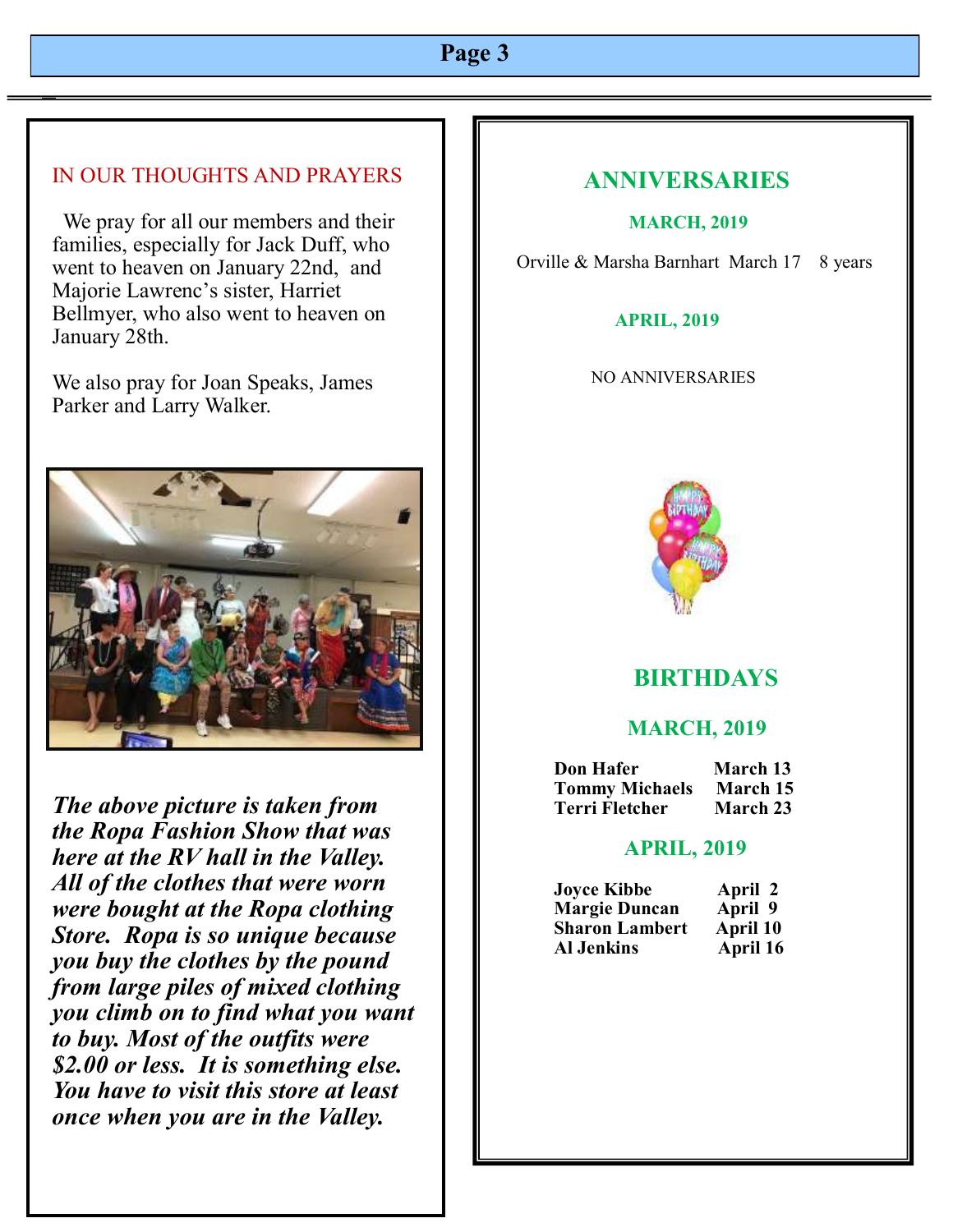## IN OUR THOUGHTS AND PRAYERS

We pray for all our members and their families, especially for Jack Duff, who went to heaven on January 22nd, and Majorie Lawrenc's sister, Harriet Bellmyer, who also went to heaven on January 28th.

We also pray for Joan Speaks, James Parker and Larry Walker.

***The above picture is taken from the Ropa Fashion Show that was here at the RV hall in the Valley. All of the clothes that were worn were bought at the Ropa clothing Store. Ropa is so unique because you buy the clothes by the pound from large piles of mixed clothing you climb on to find what you want to buy. Most of the outfits were $2.00 or less. It is something else. You have to visit this store at least once when you are in the Valley.***

## ANNIVERSARIES

### MARCH, 2019

Orville & Marsha Barnhart March 17 8 years

### APRIL, 2019

NO ANNIVERSARIES

## BIRTHDAYS

### MARCH, 2019

| | |
|---|---|
| **Don Hafer** | **March 13** |
| **Tommy Michaels** | **March 15** |
| **Terri Fletcher** | **March 23** |

### APRIL, 2019

| | |
|---|---|
| **Joyce Kibbe** | **April 2** |
| **Margie Duncan** | **April 9** |
| **Sharon Lambert** | **April 10** |
| **Al Jenkins** | **April 16** |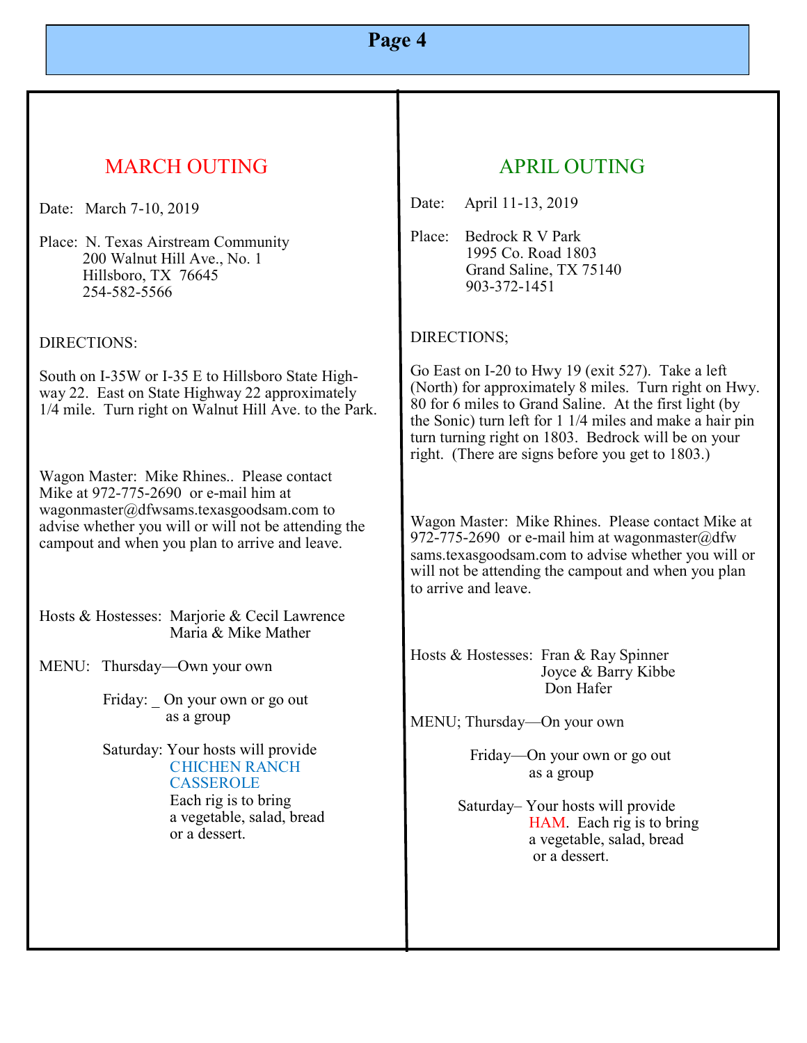## MARCH OUTING

Date: March 7-10, 2019

Place: N. Texas Airstream Community
200 Walnut Hill Ave., No. 1
Hillsboro, TX 76645
254-582-5566

DIRECTIONS:

South on I-35W or I-35 E to Hillsboro State Highway 22. East on State Highway 22 approximately 1/4 mile. Turn right on Walnut Hill Ave. to the Park.

Wagon Master: Mike Rhines.. Please contact Mike at 972-775-2690 or e-mail him at wagonmaster@dfwsams.texasgoodsam.com to advise whether you will or will not be attending the campout and when you plan to arrive and leave.

Hosts & Hostesses: Marjorie & Cecil Lawrence
Maria & Mike Mather

MENU: Thursday—Own your own

Friday: _ On your own or go out as a group

Saturday: Your hosts will provide CHICHEN RANCH CASSEROLE
Each rig is to bring a vegetable, salad, bread or a dessert.

## APRIL OUTING

Date: April 11-13, 2019

Place: Bedrock R V Park
1995 Co. Road 1803
Grand Saline, TX 75140
903-372-1451

DIRECTIONS;

Go East on I-20 to Hwy 19 (exit 527). Take a left (North) for approximately 8 miles. Turn right on Hwy. 80 for 6 miles to Grand Saline. At the first light (by the Sonic) turn left for 1 1/4 miles and make a hair pin turn turning right on 1803. Bedrock will be on your right. (There are signs before you get to 1803.)

Wagon Master: Mike Rhines. Please contact Mike at 972-775-2690 or e-mail him at wagonmaster@dfwsams.texasgoodsam.com to advise whether you will or will not be attending the campout and when you plan to arrive and leave.

Hosts & Hostesses: Fran & Ray Spinner
Joyce & Barry Kibbe
Don Hafer

MENU; Thursday—On your own

Friday—On your own or go out as a group

Saturday– Your hosts will provide HAM. Each rig is to bring a vegetable, salad, bread or a dessert.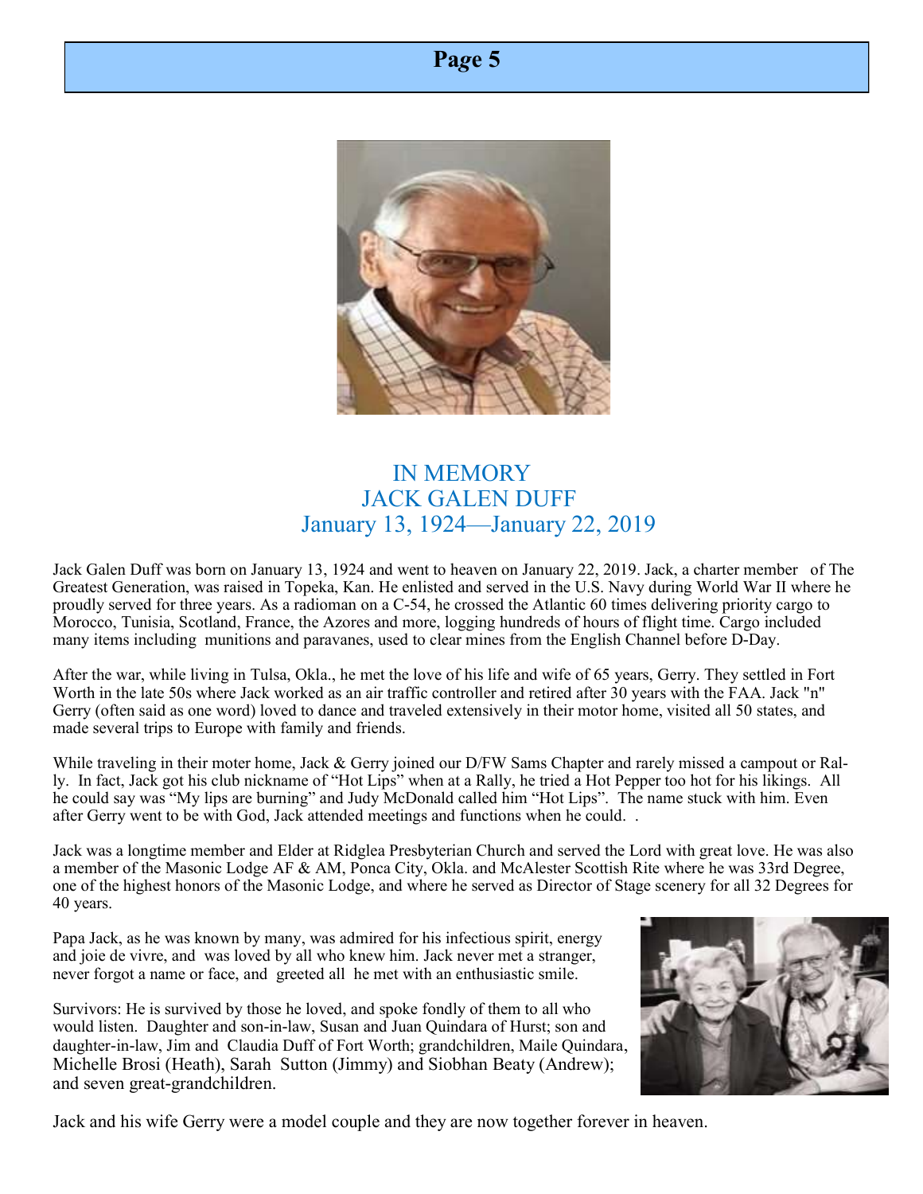## IN MEMORY
## JACK GALEN DUFF
## January 13, 1924—January 22, 2019

Jack Galen Duff was born on January 13, 1924 and went to heaven on January 22, 2019. Jack, a charter member of The Greatest Generation, was raised in Topeka, Kan. He enlisted and served in the U.S. Navy during World War II where he proudly served for three years. As a radioman on a C-54, he crossed the Atlantic 60 times delivering priority cargo to Morocco, Tunisia, Scotland, France, the Azores and more, logging hundreds of hours of flight time. Cargo included many items including munitions and paravanes, used to clear mines from the English Channel before D-Day.

After the war, while living in Tulsa, Okla., he met the love of his life and wife of 65 years, Gerry. They settled in Fort Worth in the late 50s where Jack worked as an air traffic controller and retired after 30 years with the FAA. Jack "n" Gerry (often said as one word) loved to dance and traveled extensively in their motor home, visited all 50 states, and made several trips to Europe with family and friends.

While traveling in their moter home, Jack & Gerry joined our D/FW Sams Chapter and rarely missed a campout or Rally. In fact, Jack got his club nickname of "Hot Lips" when at a Rally, he tried a Hot Pepper too hot for his likings. All he could say was "My lips are burning" and Judy McDonald called him "Hot Lips". The name stuck with him. Even after Gerry went to be with God, Jack attended meetings and functions when he could. .

Jack was a longtime member and Elder at Ridglea Presbyterian Church and served the Lord with great love. He was also a member of the Masonic Lodge AF & AM, Ponca City, Okla. and McAlester Scottish Rite where he was 33rd Degree, one of the highest honors of the Masonic Lodge, and where he served as Director of Stage scenery for all 32 Degrees for 40 years.

Papa Jack, as he was known by many, was admired for his infectious spirit, energy and joie de vivre, and was loved by all who knew him. Jack never met a stranger, never forgot a name or face, and greeted all he met with an enthusiastic smile.

Survivors: He is survived by those he loved, and spoke fondly of them to all who would listen. Daughter and son-in-law, Susan and Juan Quindara of Hurst; son and daughter-in-law, Jim and Claudia Duff of Fort Worth; grandchildren, Maile Quindara, Michelle Brosi (Heath), Sarah Sutton (Jimmy) and Siobhan Beaty (Andrew); and seven great-grandchildren.

Jack and his wife Gerry were a model couple and they are now together forever in heaven.